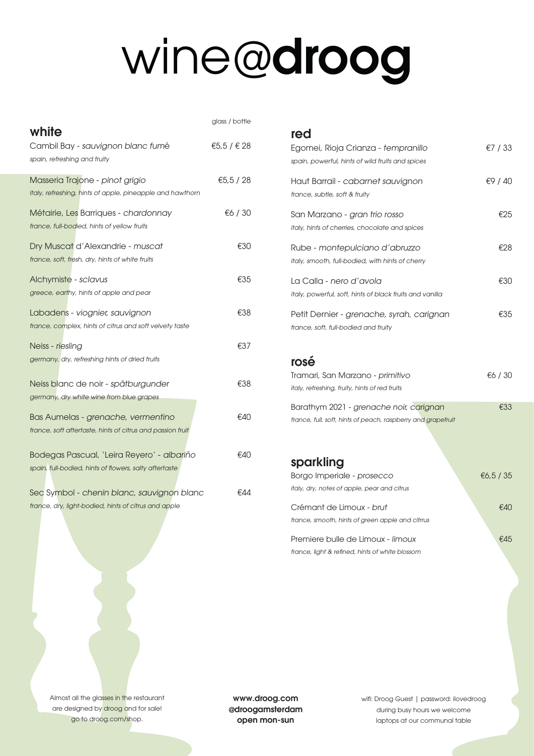# wine@**droog**

## white

glass / bottle

Cambil Bay - *sauvignon blanc fumé* — €5,5 / € 28
*spain, refreshing and fruity*

Masseria Trajone - *pinot grigio* — €5,5 / 28
*italy, refreshing, hints of apple, pineapple and hawthorn*

Métairie, Les Barriques - *chardonnay* — €6 / 30
*france, full-bodied, hints of yellow fruits*

Dry Muscat d'Alexandrie - *muscat* — €30
*france, soft, fresh, dry, hints of white fruits*

Alchymiste - *sclavus* — €35
*greece, earthy, hints of apple and pear*

Labadens - *viognier, sauvignon* — €38
*france, complex, hints of citrus and soft velvety taste*

Neiss - *riesling* — €37
*germany, dry, refreshing hints of dried fruits*

Neiss blanc de noir - *spätburgunder* — €38
*germany, dry white wine from blue grapes*

Bas Aumelas - *grenache, vermentino* — €40
*france, soft aftertaste, hints of citrus and passion fruit*

Bodegas Pascual, 'Leira Reyero' - *albariño* — €40
*spain, full-bodied, hints of flowers, salty aftertaste*

Sec Symbol - *chenin blanc, sauvignon blanc* — €44
*france, dry, light-bodied, hints of citrus and apple*

## red

Egomei, Rioja Crianza - *tempranillo* — €7 / 33
*spain, powerful, hints of wild fruits and spices*

Haut Barrail - *cabarnet sauvignon* — €9 / 40
*france, subtle, soft & fruity*

San Marzano - *gran trio rosso* — €25
*italy, hints of cherries, chocolate and spices*

Rube - *montepulciano d'abruzzo* — €28
*italy, smooth, full-bodied, with hints of cherry*

La Calla - *nero d'avola* — €30
*italy, powerful, soft, hints of black fruits and vanilla*

Petit Dernier - *grenache, syrah, carignan* — €35
*france, soft, full-bodied and fruity*

## rosé

Tramari, San Marzano - *primitivo* — €6 / 30
*italy, refreshing, fruity, hints of red fruits*

Barathym 2021 - *grenache noir, carignan* — €33
*france, full, soft, hints of peach, raspberry and grapefruit*

## sparkling

Borgo Imperiale - *prosecco* — €6,5 / 35
*italy, dry, notes of apple, pear and citrus*

Crémant de Limoux - *brut* — €40
*france, smooth, hints of green apple and citrus*

Premiere bulle de Limoux - *limoux* — €45
*france, light & refined, hints of white blossom*

Almost all the glasses in the restaurant are designed by droog and for sale! go to droog.com/shop.

**www.droog.com**
**@droogamsterdam**
**open mon-sun**

wifi: Droog Guest | password: ilovedroog
during busy hours we welcome laptops at our communal table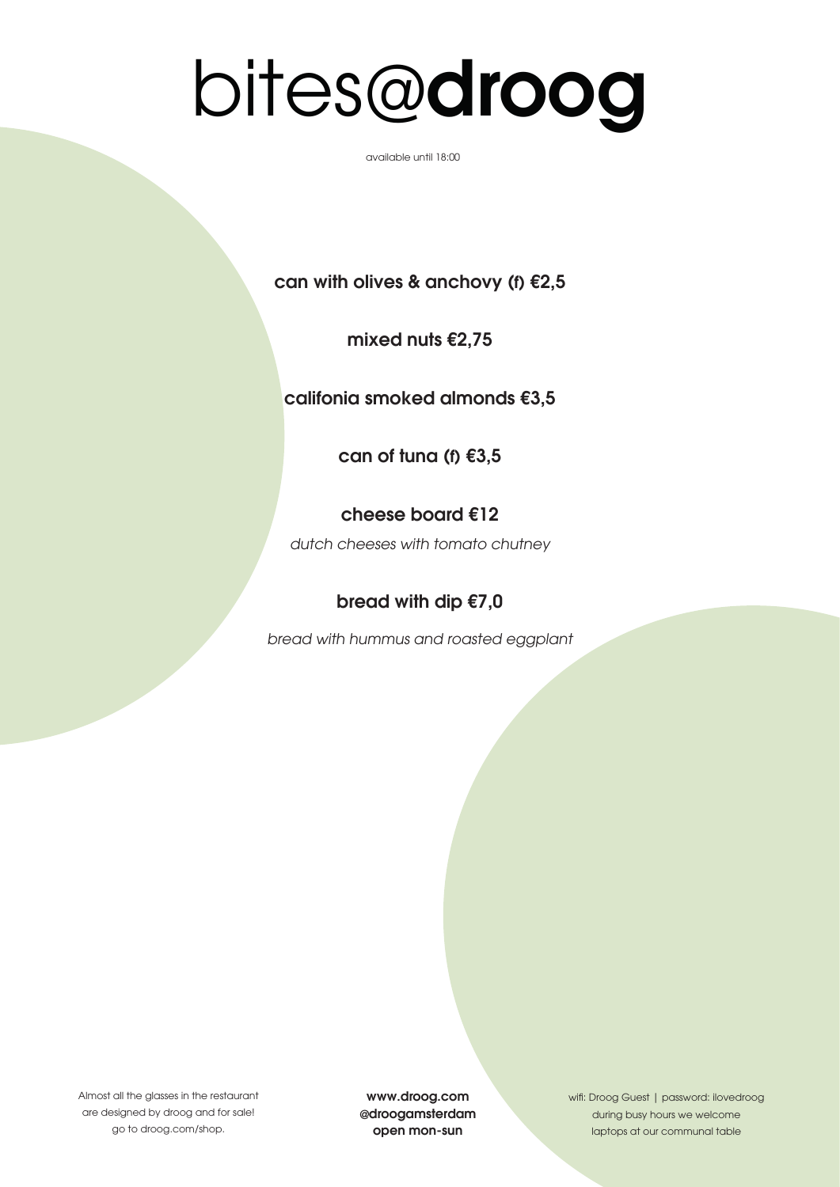# bites@**droog**

available until 18:00

**can with olives & anchovy (f) €2,5**

**mixed nuts €2,75**

**califonia smoked almonds €3,5**

**can of tuna (f) €3,5**

**cheese board €12**

*dutch cheeses with tomato chutney*

**bread with dip €7,0**

*bread with hummus and roasted eggplant*

Almost all the glasses in the restaurant are designed by droog and for sale! go to droog.com/shop.

**www.droog.com**
**@droogamsterdam**
**open mon-sun**

wifi: Droog Guest | password: ilovedroog
during busy hours we welcome laptops at our communal table